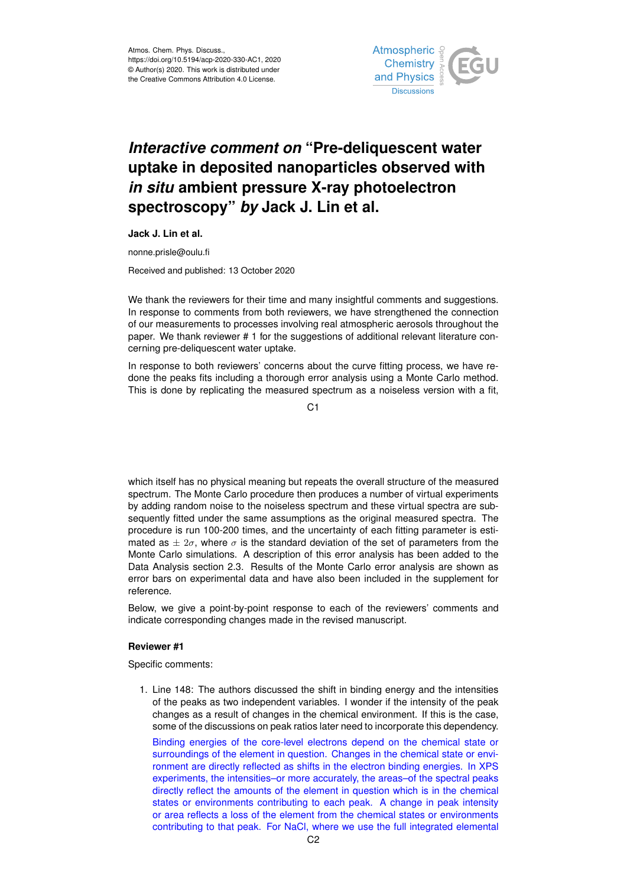Atmos. Chem. Phys. Discuss.,
https://doi.org/10.5194/acp-2020-330-AC1, 2020
© Author(s) 2020. This work is distributed under
the Creative Commons Attribution 4.0 License.

# *Interactive comment on* "Pre-deliquescent water uptake in deposited nanoparticles observed with *in situ* ambient pressure X-ray photoelectron spectroscopy" *by* Jack J. Lin et al.

**Jack J. Lin et al.**

nonne.prisle@oulu.fi

Received and published: 13 October 2020

We thank the reviewers for their time and many insightful comments and suggestions. In response to comments from both reviewers, we have strengthened the connection of our measurements to processes involving real atmospheric aerosols throughout the paper. We thank reviewer # 1 for the suggestions of additional relevant literature concerning pre-deliquescent water uptake.

In response to both reviewers' concerns about the curve fitting process, we have redone the peaks fits including a thorough error analysis using a Monte Carlo method. This is done by replicating the measured spectrum as a noiseless version with a fit, which itself has no physical meaning but repeats the overall structure of the measured spectrum. The Monte Carlo procedure then produces a number of virtual experiments by adding random noise to the noiseless spectrum and these virtual spectra are subsequently fitted under the same assumptions as the original measured spectra. The procedure is run 100-200 times, and the uncertainty of each fitting parameter is estimated as $\pm\ 2\sigma$, where $\sigma$ is the standard deviation of the set of parameters from the Monte Carlo simulations. A description of this error analysis has been added to the Data Analysis section 2.3. Results of the Monte Carlo error analysis are shown as error bars on experimental data and have also been included in the supplement for reference.

Below, we give a point-by-point response to each of the reviewers' comments and indicate corresponding changes made in the revised manuscript.

**Reviewer #1**

Specific comments:

1. Line 148: The authors discussed the shift in binding energy and the intensities of the peaks as two independent variables. I wonder if the intensity of the peak changes as a result of changes in the chemical environment. If this is the case, some of the discussions on peak ratios later need to incorporate this dependency.

   Binding energies of the core-level electrons depend on the chemical state or surroundings of the element in question. Changes in the chemical state or environment are directly reflected as shifts in the electron binding energies. In XPS experiments, the intensities–or more accurately, the areas–of the spectral peaks directly reflect the amounts of the element in question which is in the chemical states or environments contributing to each peak. A change in peak intensity or area reflects a loss of the element from the chemical states or environments contributing to that peak. For NaCl, where we use the full integrated elemental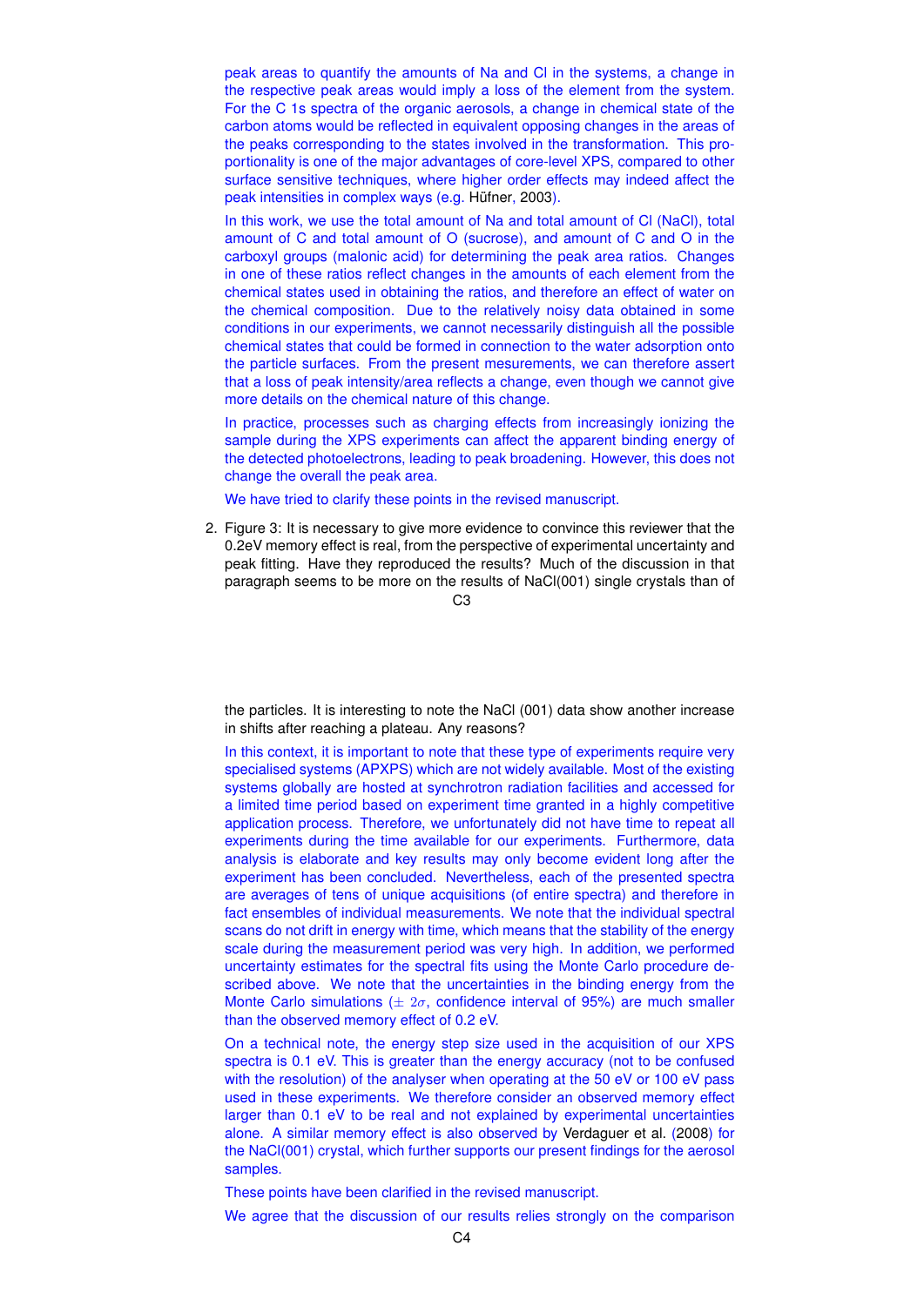peak areas to quantify the amounts of Na and Cl in the systems, a change in the respective peak areas would imply a loss of the element from the system. For the C 1s spectra of the organic aerosols, a change in chemical state of the carbon atoms would be reflected in equivalent opposing changes in the areas of the peaks corresponding to the states involved in the transformation. This proportionality is one of the major advantages of core-level XPS, compared to other surface sensitive techniques, where higher order effects may indeed affect the peak intensities in complex ways (e.g. Hüfner, 2003).

In this work, we use the total amount of Na and total amount of Cl (NaCl), total amount of C and total amount of O (sucrose), and amount of C and O in the carboxyl groups (malonic acid) for determining the peak area ratios. Changes in one of these ratios reflect changes in the amounts of each element from the chemical states used in obtaining the ratios, and therefore an effect of water on the chemical composition. Due to the relatively noisy data obtained in some conditions in our experiments, we cannot necessarily distinguish all the possible chemical states that could be formed in connection to the water adsorption onto the particle surfaces. From the present mesurements, we can therefore assert that a loss of peak intensity/area reflects a change, even though we cannot give more details on the chemical nature of this change.

In practice, processes such as charging effects from increasingly ionizing the sample during the XPS experiments can affect the apparent binding energy of the detected photoelectrons, leading to peak broadening. However, this does not change the overall the peak area.

We have tried to clarify these points in the revised manuscript.

2. Figure 3: It is necessary to give more evidence to convince this reviewer that the 0.2eV memory effect is real, from the perspective of experimental uncertainty and peak fitting. Have they reproduced the results? Much of the discussion in that paragraph seems to be more on the results of NaCl(001) single crystals than of the particles. It is interesting to note the NaCl (001) data show another increase in shifts after reaching a plateau. Any reasons?

In this context, it is important to note that these type of experiments require very specialised systems (APXPS) which are not widely available. Most of the existing systems globally are hosted at synchrotron radiation facilities and accessed for a limited time period based on experiment time granted in a highly competitive application process. Therefore, we unfortunately did not have time to repeat all experiments during the time available for our experiments. Furthermore, data analysis is elaborate and key results may only become evident long after the experiment has been concluded. Nevertheless, each of the presented spectra are averages of tens of unique acquisitions (of entire spectra) and therefore in fact ensembles of individual measurements. We note that the individual spectral scans do not drift in energy with time, which means that the stability of the energy scale during the measurement period was very high. In addition, we performed uncertainty estimates for the spectral fits using the Monte Carlo procedure described above. We note that the uncertainties in the binding energy from the Monte Carlo simulations ($\pm$ $2\sigma$, confidence interval of 95%) are much smaller than the observed memory effect of 0.2 eV.

On a technical note, the energy step size used in the acquisition of our XPS spectra is 0.1 eV. This is greater than the energy accuracy (not to be confused with the resolution) of the analyser when operating at the 50 eV or 100 eV pass used in these experiments. We therefore consider an observed memory effect larger than 0.1 eV to be real and not explained by experimental uncertainties alone. A similar memory effect is also observed by Verdaguer et al. (2008) for the NaCl(001) crystal, which further supports our present findings for the aerosol samples.

These points have been clarified in the revised manuscript.

We agree that the discussion of our results relies strongly on the comparison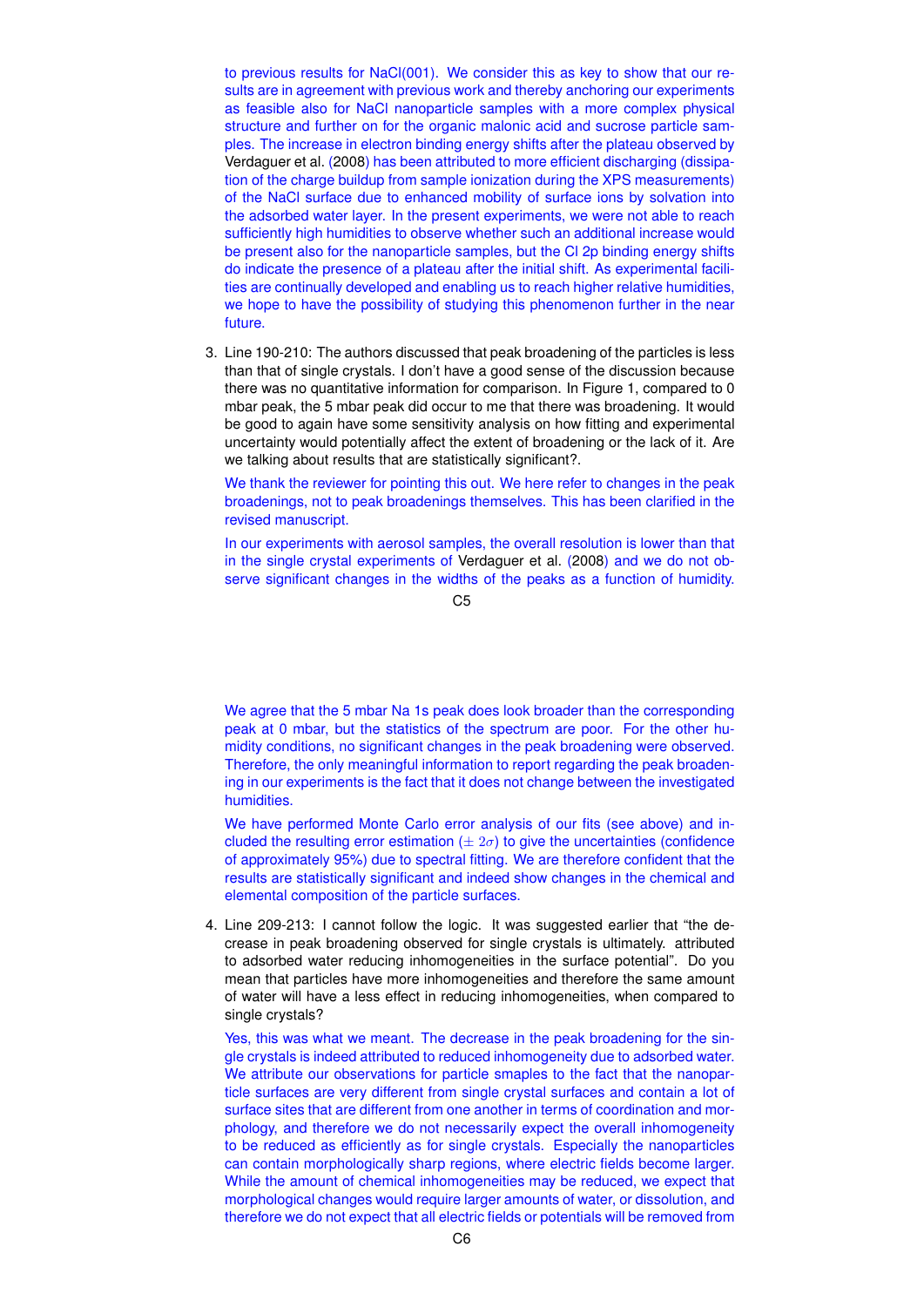to previous results for NaCl(001). We consider this as key to show that our results are in agreement with previous work and thereby anchoring our experiments as feasible also for NaCl nanoparticle samples with a more complex physical structure and further on for the organic malonic acid and sucrose particle samples. The increase in electron binding energy shifts after the plateau observed by Verdaguer et al. (2008) has been attributed to more efficient discharging (dissipation of the charge buildup from sample ionization during the XPS measurements) of the NaCl surface due to enhanced mobility of surface ions by solvation into the adsorbed water layer. In the present experiments, we were not able to reach sufficiently high humidities to observe whether such an additional increase would be present also for the nanoparticle samples, but the Cl 2p binding energy shifts do indicate the presence of a plateau after the initial shift. As experimental facilities are continually developed and enabling us to reach higher relative humidities, we hope to have the possibility of studying this phenomenon further in the near future.

3. Line 190-210: The authors discussed that peak broadening of the particles is less than that of single crystals. I don't have a good sense of the discussion because there was no quantitative information for comparison. In Figure 1, compared to 0 mbar peak, the 5 mbar peak did occur to me that there was broadening. It would be good to again have some sensitivity analysis on how fitting and experimental uncertainty would potentially affect the extent of broadening or the lack of it. Are we talking about results that are statistically significant?.

   We thank the reviewer for pointing this out. We here refer to changes in the peak broadenings, not to peak broadenings themselves. This has been clarified in the revised manuscript.

   In our experiments with aerosol samples, the overall resolution is lower than that in the single crystal experiments of Verdaguer et al. (2008) and we do not observe significant changes in the widths of the peaks as a function of humidity. We agree that the 5 mbar Na 1s peak does look broader than the corresponding peak at 0 mbar, but the statistics of the spectrum are poor. For the other humidity conditions, no significant changes in the peak broadening were observed. Therefore, the only meaningful information to report regarding the peak broadening in our experiments is the fact that it does not change between the investigated humidities.

   We have performed Monte Carlo error analysis of our fits (see above) and included the resulting error estimation ($\pm\ 2\sigma$) to give the uncertainties (confidence of approximately 95%) due to spectral fitting. We are therefore confident that the results are statistically significant and indeed show changes in the chemical and elemental composition of the particle surfaces.

4. Line 209-213: I cannot follow the logic. It was suggested earlier that "the decrease in peak broadening observed for single crystals is ultimately. attributed to adsorbed water reducing inhomogeneities in the surface potential". Do you mean that particles have more inhomogeneities and therefore the same amount of water will have a less effect in reducing inhomogeneities, when compared to single crystals?

   Yes, this was what we meant. The decrease in the peak broadening for the single crystals is indeed attributed to reduced inhomogeneity due to adsorbed water. We attribute our observations for particle smaples to the fact that the nanoparticle surfaces are very different from single crystal surfaces and contain a lot of surface sites that are different from one another in terms of coordination and morphology, and therefore we do not necessarily expect the overall inhomogeneity to be reduced as efficiently as for single crystals. Especially the nanoparticles can contain morphologically sharp regions, where electric fields become larger. While the amount of chemical inhomogeneities may be reduced, we expect that morphological changes would require larger amounts of water, or dissolution, and therefore we do not expect that all electric fields or potentials will be removed from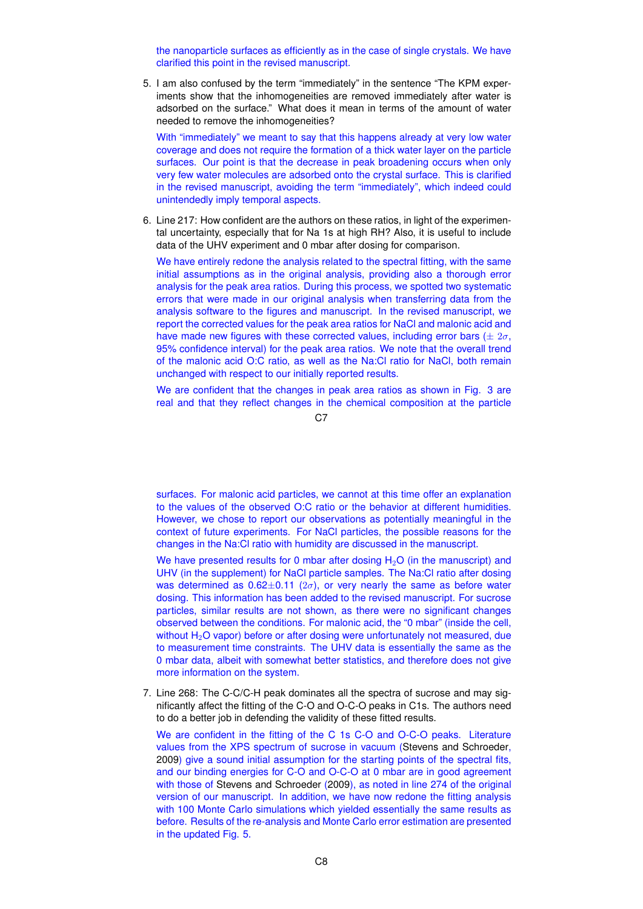the nanoparticle surfaces as efficiently as in the case of single crystals. We have clarified this point in the revised manuscript.

5. I am also confused by the term "immediately" in the sentence "The KPM experiments show that the inhomogeneities are removed immediately after water is adsorbed on the surface." What does it mean in terms of the amount of water needed to remove the inhomogeneities?

   With "immediately" we meant to say that this happens already at very low water coverage and does not require the formation of a thick water layer on the particle surfaces. Our point is that the decrease in peak broadening occurs when only very few water molecules are adsorbed onto the crystal surface. This is clarified in the revised manuscript, avoiding the term "immediately", which indeed could unintendedly imply temporal aspects.

6. Line 217: How confident are the authors on these ratios, in light of the experimental uncertainty, especially that for Na 1s at high RH? Also, it is useful to include data of the UHV experiment and 0 mbar after dosing for comparison.

   We have entirely redone the analysis related to the spectral fitting, with the same initial assumptions as in the original analysis, providing also a thorough error analysis for the peak area ratios. During this process, we spotted two systematic errors that were made in our original analysis when transferring data from the analysis software to the figures and manuscript. In the revised manuscript, we report the corrected values for the peak area ratios for NaCl and malonic acid and have made new figures with these corrected values, including error bars ($\pm\ 2\sigma$, 95% confidence interval) for the peak area ratios. We note that the overall trend of the malonic acid O:C ratio, as well as the Na:Cl ratio for NaCl, both remain unchanged with respect to our initially reported results.

   We are confident that the changes in peak area ratios as shown in Fig. 3 are real and that they reflect changes in the chemical composition at the particle surfaces. For malonic acid particles, we cannot at this time offer an explanation to the values of the observed O:C ratio or the behavior at different humidities. However, we chose to report our observations as potentially meaningful in the context of future experiments. For NaCl particles, the possible reasons for the changes in the Na:Cl ratio with humidity are discussed in the manuscript.

   We have presented results for 0 mbar after dosing $H_2O$ (in the manuscript) and UHV (in the supplement) for NaCl particle samples. The Na:Cl ratio after dosing was determined as $0.62\pm0.11$ ($2\sigma$), or very nearly the same as before water dosing. This information has been added to the revised manuscript. For sucrose particles, similar results are not shown, as there were no significant changes observed between the conditions. For malonic acid, the "0 mbar" (inside the cell, without $H_2O$ vapor) before or after dosing were unfortunately not measured, due to measurement time constraints. The UHV data is essentially the same as the 0 mbar data, albeit with somewhat better statistics, and therefore does not give more information on the system.

7. Line 268: The C-C/C-H peak dominates all the spectra of sucrose and may significantly affect the fitting of the C-O and O-C-O peaks in C1s. The authors need to do a better job in defending the validity of these fitted results.

   We are confident in the fitting of the C 1s C-O and O-C-O peaks. Literature values from the XPS spectrum of sucrose in vacuum (Stevens and Schroeder, 2009) give a sound initial assumption for the starting points of the spectral fits, and our binding energies for C-O and O-C-O at 0 mbar are in good agreement with those of Stevens and Schroeder (2009), as noted in line 274 of the original version of our manuscript. In addition, we have now redone the fitting analysis with 100 Monte Carlo simulations which yielded essentially the same results as before. Results of the re-analysis and Monte Carlo error estimation are presented in the updated Fig. 5.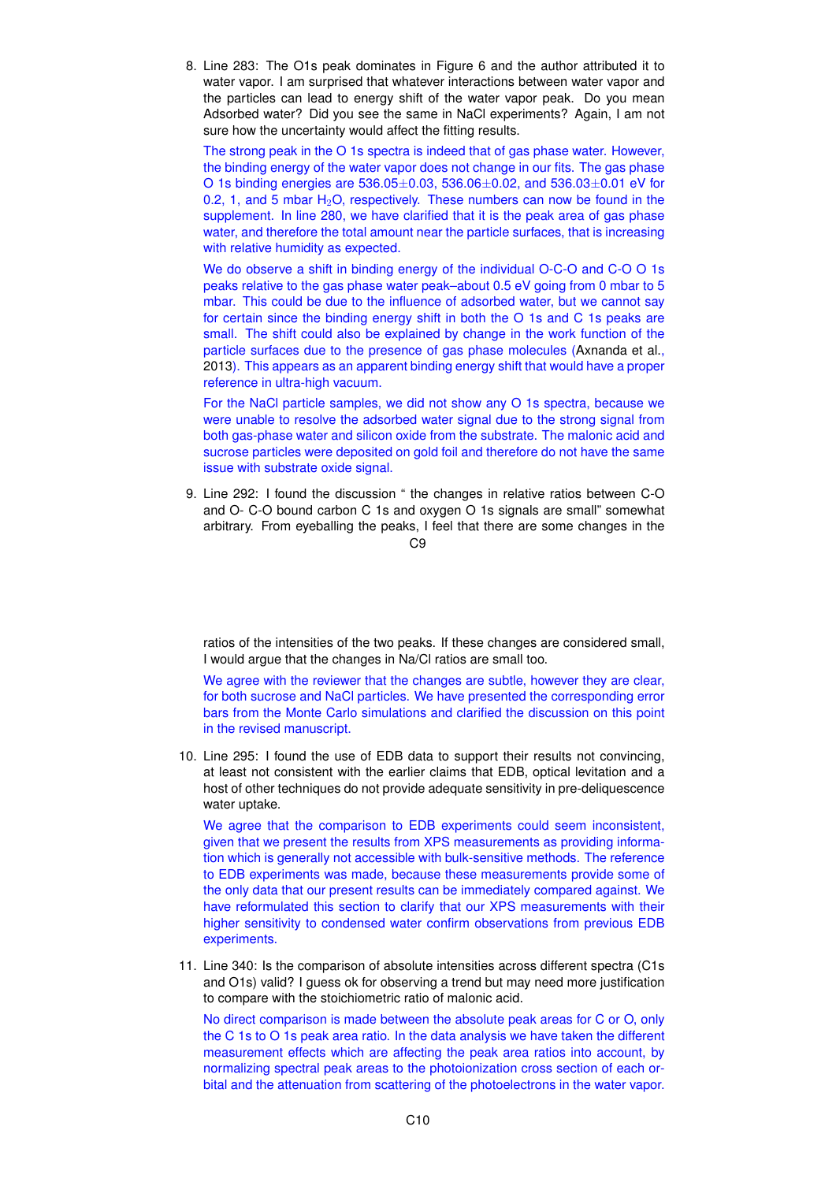8. Line 283: The O1s peak dominates in Figure 6 and the author attributed it to water vapor. I am surprised that whatever interactions between water vapor and the particles can lead to energy shift of the water vapor peak. Do you mean Adsorbed water? Did you see the same in NaCl experiments? Again, I am not sure how the uncertainty would affect the fitting results.

   The strong peak in the O 1s spectra is indeed that of gas phase water. However, the binding energy of the water vapor does not change in our fits. The gas phase O 1s binding energies are 536.05±0.03, 536.06±0.02, and 536.03±0.01 eV for 0.2, 1, and 5 mbar $H_2O$, respectively. These numbers can now be found in the supplement. In line 280, we have clarified that it is the peak area of gas phase water, and therefore the total amount near the particle surfaces, that is increasing with relative humidity as expected.

   We do observe a shift in binding energy of the individual O-C-O and C-O O 1s peaks relative to the gas phase water peak–about 0.5 eV going from 0 mbar to 5 mbar. This could be due to the influence of adsorbed water, but we cannot say for certain since the binding energy shift in both the O 1s and C 1s peaks are small. The shift could also be explained by change in the work function of the particle surfaces due to the presence of gas phase molecules (Axnanda et al., 2013). This appears as an apparent binding energy shift that would have a proper reference in ultra-high vacuum.

   For the NaCl particle samples, we did not show any O 1s spectra, because we were unable to resolve the adsorbed water signal due to the strong signal from both gas-phase water and silicon oxide from the substrate. The malonic acid and sucrose particles were deposited on gold foil and therefore do not have the same issue with substrate oxide signal.

9. Line 292: I found the discussion " the changes in relative ratios between C-O and O- C-O bound carbon C 1s and oxygen O 1s signals are small" somewhat arbitrary. From eyeballing the peaks, I feel that there are some changes in the ratios of the intensities of the two peaks. If these changes are considered small, I would argue that the changes in Na/Cl ratios are small too.

   We agree with the reviewer that the changes are subtle, however they are clear, for both sucrose and NaCl particles. We have presented the corresponding error bars from the Monte Carlo simulations and clarified the discussion on this point in the revised manuscript.

10. Line 295: I found the use of EDB data to support their results not convincing, at least not consistent with the earlier claims that EDB, optical levitation and a host of other techniques do not provide adequate sensitivity in pre-deliquescence water uptake.

    We agree that the comparison to EDB experiments could seem inconsistent, given that we present the results from XPS measurements as providing information which is generally not accessible with bulk-sensitive methods. The reference to EDB experiments was made, because these measurements provide some of the only data that our present results can be immediately compared against. We have reformulated this section to clarify that our XPS measurements with their higher sensitivity to condensed water confirm observations from previous EDB experiments.

11. Line 340: Is the comparison of absolute intensities across different spectra (C1s and O1s) valid? I guess ok for observing a trend but may need more justification to compare with the stoichiometric ratio of malonic acid.

    No direct comparison is made between the absolute peak areas for C or O, only the C 1s to O 1s peak area ratio. In the data analysis we have taken the different measurement effects which are affecting the peak area ratios into account, by normalizing spectral peak areas to the photoionization cross section of each orbital and the attenuation from scattering of the photoelectrons in the water vapor.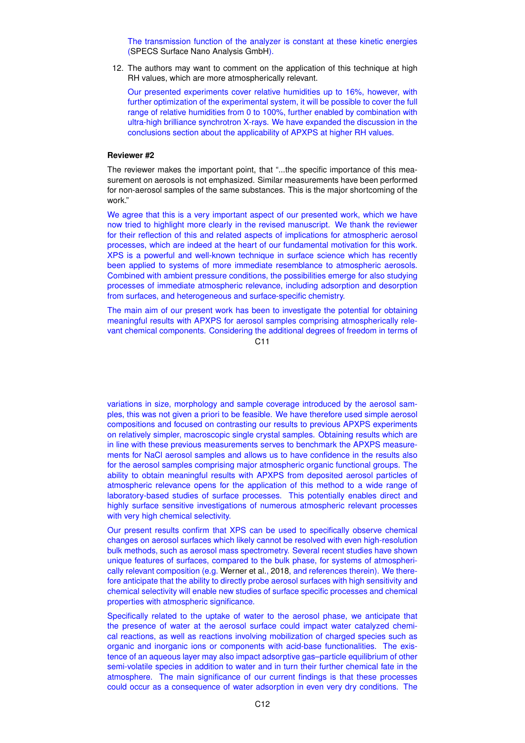The transmission function of the analyzer is constant at these kinetic energies (SPECS Surface Nano Analysis GmbH).

12. The authors may want to comment on the application of this technique at high RH values, which are more atmospherically relevant.

    Our presented experiments cover relative humidities up to 16%, however, with further optimization of the experimental system, it will be possible to cover the full range of relative humidities from 0 to 100%, further enabled by combination with ultra-high brilliance synchrotron X-rays. We have expanded the discussion in the conclusions section about the applicability of APXPS at higher RH values.

**Reviewer #2**

The reviewer makes the important point, that "...the specific importance of this measurement on aerosols is not emphasized. Similar measurements have been performed for non-aerosol samples of the same substances. This is the major shortcoming of the work."

We agree that this is a very important aspect of our presented work, which we have now tried to highlight more clearly in the revised manuscript. We thank the reviewer for their reflection of this and related aspects of implications for atmospheric aerosol processes, which are indeed at the heart of our fundamental motivation for this work. XPS is a powerful and well-known technique in surface science which has recently been applied to systems of more immediate resemblance to atmospheric aerosols. Combined with ambient pressure conditions, the possibilities emerge for also studying processes of immediate atmospheric relevance, including adsorption and desorption from surfaces, and heterogeneous and surface-specific chemistry.

The main aim of our present work has been to investigate the potential for obtaining meaningful results with APXPS for aerosol samples comprising atmospherically relevant chemical components. Considering the additional degrees of freedom in terms of variations in size, morphology and sample coverage introduced by the aerosol samples, this was not given a priori to be feasible. We have therefore used simple aerosol compositions and focused on contrasting our results to previous APXPS experiments on relatively simpler, macroscopic single crystal samples. Obtaining results which are in line with these previous measurements serves to benchmark the APXPS measurements for NaCl aerosol samples and allows us to have confidence in the results also for the aerosol samples comprising major atmospheric organic functional groups. The ability to obtain meaningful results with APXPS from deposited aerosol particles of atmospheric relevance opens for the application of this method to a wide range of laboratory-based studies of surface processes. This potentially enables direct and highly surface sensitive investigations of numerous atmospheric relevant processes with very high chemical selectivity.

Our present results confirm that XPS can be used to specifically observe chemical changes on aerosol surfaces which likely cannot be resolved with even high-resolution bulk methods, such as aerosol mass spectrometry. Several recent studies have shown unique features of surfaces, compared to the bulk phase, for systems of atmospherically relevant composition (e.g. Werner et al., 2018, and references therein). We therefore anticipate that the ability to directly probe aerosol surfaces with high sensitivity and chemical selectivity will enable new studies of surface specific processes and chemical properties with atmospheric significance.

Specifically related to the uptake of water to the aerosol phase, we anticipate that the presence of water at the aerosol surface could impact water catalyzed chemical reactions, as well as reactions involving mobilization of charged species such as organic and inorganic ions or components with acid-base functionalities. The existence of an aqueous layer may also impact adsorptive gas–particle equilibrium of other semi-volatile species in addition to water and in turn their further chemical fate in the atmosphere. The main significance of our current findings is that these processes could occur as a consequence of water adsorption in even very dry conditions. The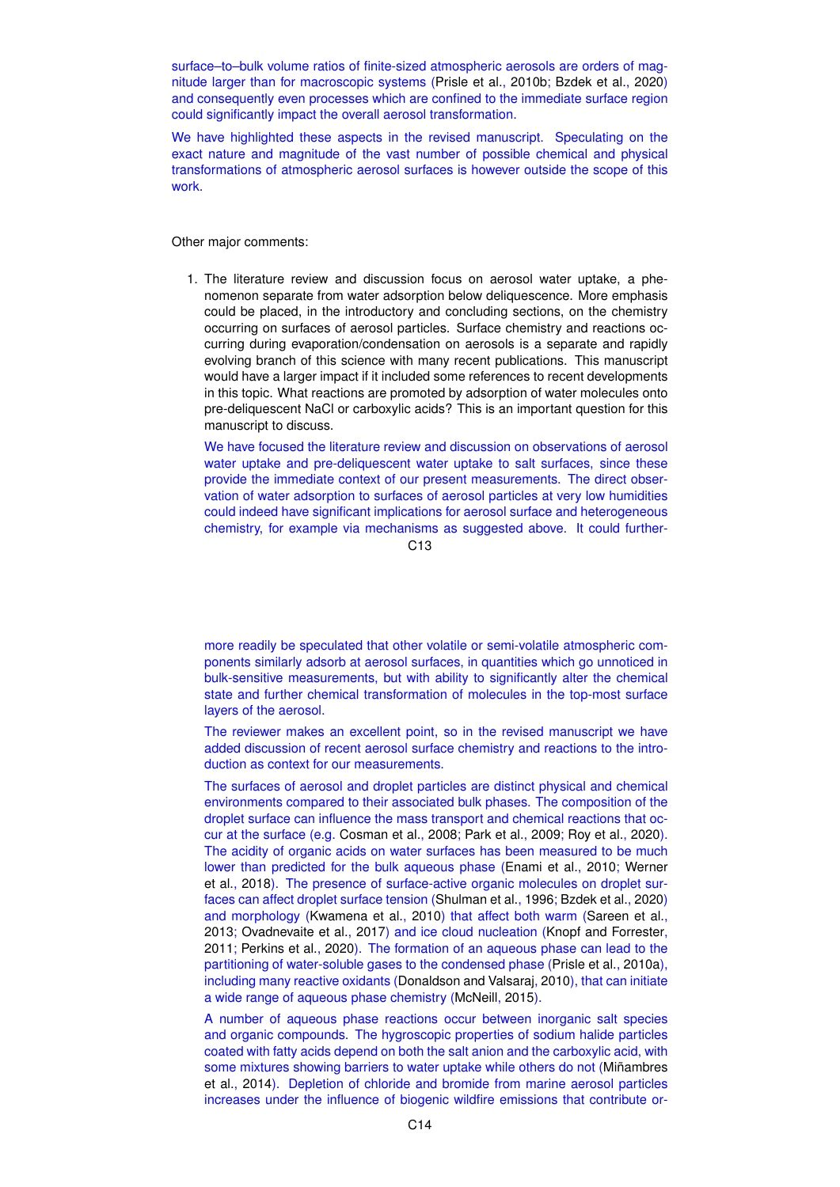surface–to–bulk volume ratios of finite-sized atmospheric aerosols are orders of magnitude larger than for macroscopic systems (Prisle et al., 2010b; Bzdek et al., 2020) and consequently even processes which are confined to the immediate surface region could significantly impact the overall aerosol transformation.

We have highlighted these aspects in the revised manuscript. Speculating on the exact nature and magnitude of the vast number of possible chemical and physical transformations of atmospheric aerosol surfaces is however outside the scope of this work.

Other major comments:

1. The literature review and discussion focus on aerosol water uptake, a phenomenon separate from water adsorption below deliquescence. More emphasis could be placed, in the introductory and concluding sections, on the chemistry occurring on surfaces of aerosol particles. Surface chemistry and reactions occurring during evaporation/condensation on aerosols is a separate and rapidly evolving branch of this science with many recent publications. This manuscript would have a larger impact if it included some references to recent developments in this topic. What reactions are promoted by adsorption of water molecules onto pre-deliquescent NaCl or carboxylic acids? This is an important question for this manuscript to discuss.

   We have focused the literature review and discussion on observations of aerosol water uptake and pre-deliquescent water uptake to salt surfaces, since these provide the immediate context of our present measurements. The direct observation of water adsorption to surfaces of aerosol particles at very low humidities could indeed have significant implications for aerosol surface and heterogeneous chemistry, for example via mechanisms as suggested above. It could furthermore readily be speculated that other volatile or semi-volatile atmospheric components similarly adsorb at aerosol surfaces, in quantities which go unnoticed in bulk-sensitive measurements, but with ability to significantly alter the chemical state and further chemical transformation of molecules in the top-most surface layers of the aerosol.

   The reviewer makes an excellent point, so in the revised manuscript we have added discussion of recent aerosol surface chemistry and reactions to the introduction as context for our measurements.

   The surfaces of aerosol and droplet particles are distinct physical and chemical environments compared to their associated bulk phases. The composition of the droplet surface can influence the mass transport and chemical reactions that occur at the surface (e.g. Cosman et al., 2008; Park et al., 2009; Roy et al., 2020). The acidity of organic acids on water surfaces has been measured to be much lower than predicted for the bulk aqueous phase (Enami et al., 2010; Werner et al., 2018). The presence of surface-active organic molecules on droplet surfaces can affect droplet surface tension (Shulman et al., 1996; Bzdek et al., 2020) and morphology (Kwamena et al., 2010) that affect both warm (Sareen et al., 2013; Ovadnevaite et al., 2017) and ice cloud nucleation (Knopf and Forrester, 2011; Perkins et al., 2020). The formation of an aqueous phase can lead to the partitioning of water-soluble gases to the condensed phase (Prisle et al., 2010a), including many reactive oxidants (Donaldson and Valsaraj, 2010), that can initiate a wide range of aqueous phase chemistry (McNeill, 2015).

   A number of aqueous phase reactions occur between inorganic salt species and organic compounds. The hygroscopic properties of sodium halide particles coated with fatty acids depend on both the salt anion and the carboxylic acid, with some mixtures showing barriers to water uptake while others do not (Miñambres et al., 2014). Depletion of chloride and bromide from marine aerosol particles increases under the influence of biogenic wildfire emissions that contribute or-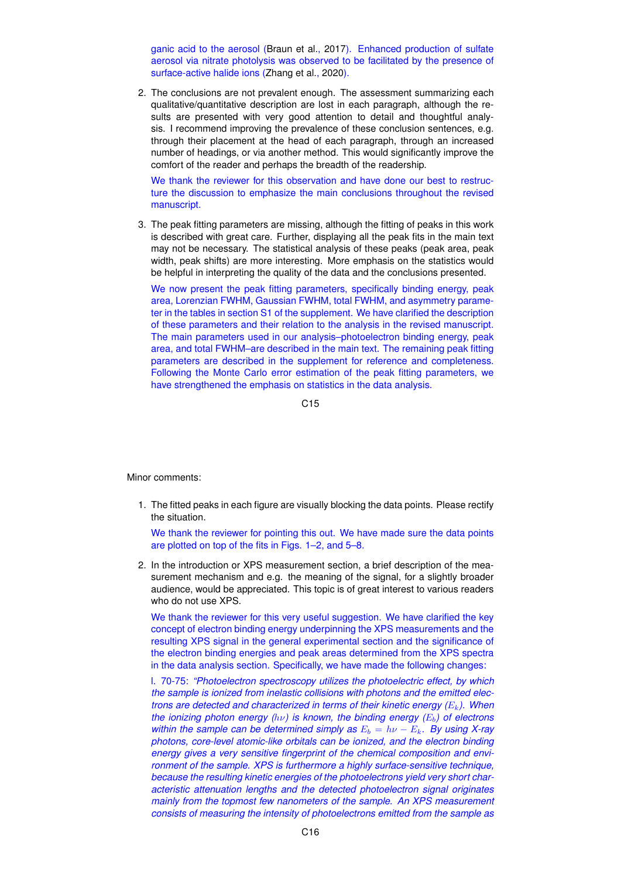ganic acid to the aerosol (Braun et al., 2017). Enhanced production of sulfate aerosol via nitrate photolysis was observed to be facilitated by the presence of surface-active halide ions (Zhang et al., 2020).

2. The conclusions are not prevalent enough. The assessment summarizing each qualitative/quantitative description are lost in each paragraph, although the results are presented with very good attention to detail and thoughtful analysis. I recommend improving the prevalence of these conclusion sentences, e.g. through their placement at the head of each paragraph, through an increased number of headings, or via another method. This would significantly improve the comfort of the reader and perhaps the breadth of the readership.

   We thank the reviewer for this observation and have done our best to restructure the discussion to emphasize the main conclusions throughout the revised manuscript.

3. The peak fitting parameters are missing, although the fitting of peaks in this work is described with great care. Further, displaying all the peak fits in the main text may not be necessary. The statistical analysis of these peaks (peak area, peak width, peak shifts) are more interesting. More emphasis on the statistics would be helpful in interpreting the quality of the data and the conclusions presented.

   We now present the peak fitting parameters, specifically binding energy, peak area, Lorenzian FWHM, Gaussian FWHM, total FWHM, and asymmetry parameter in the tables in section S1 of the supplement. We have clarified the description of these parameters and their relation to the analysis in the revised manuscript. The main parameters used in our analysis–photoelectron binding energy, peak area, and total FWHM–are described in the main text. The remaining peak fitting parameters are described in the supplement for reference and completeness. Following the Monte Carlo error estimation of the peak fitting parameters, we have strengthened the emphasis on statistics in the data analysis.

Minor comments:

1. The fitted peaks in each figure are visually blocking the data points. Please rectify the situation.

   We thank the reviewer for pointing this out. We have made sure the data points are plotted on top of the fits in Figs. 1–2, and 5–8.

2. In the introduction or XPS measurement section, a brief description of the measurement mechanism and e.g. the meaning of the signal, for a slightly broader audience, would be appreciated. This topic is of great interest to various readers who do not use XPS.

   We thank the reviewer for this very useful suggestion. We have clarified the key concept of electron binding energy underpinning the XPS measurements and the resulting XPS signal in the general experimental section and the significance of the electron binding energies and peak areas determined from the XPS spectra in the data analysis section. Specifically, we have made the following changes:

   l. 70-75: *"Photoelectron spectroscopy utilizes the photoelectric effect, by which the sample is ionized from inelastic collisions with photons and the emitted electrons are detected and characterized in terms of their kinetic energy ($E_k$). When the ionizing photon energy ($h\nu$) is known, the binding energy ($E_b$) of electrons within the sample can be determined simply as $E_b = h\nu - E_k$. By using X-ray photons, core-level atomic-like orbitals can be ionized, and the electron binding energy gives a very sensitive fingerprint of the chemical composition and environment of the sample. XPS is furthermore a highly surface-sensitive technique, because the resulting kinetic energies of the photoelectrons yield very short characteristic attenuation lengths and the detected photoelectron signal originates mainly from the topmost few nanometers of the sample. An XPS measurement consists of measuring the intensity of photoelectrons emitted from the sample as*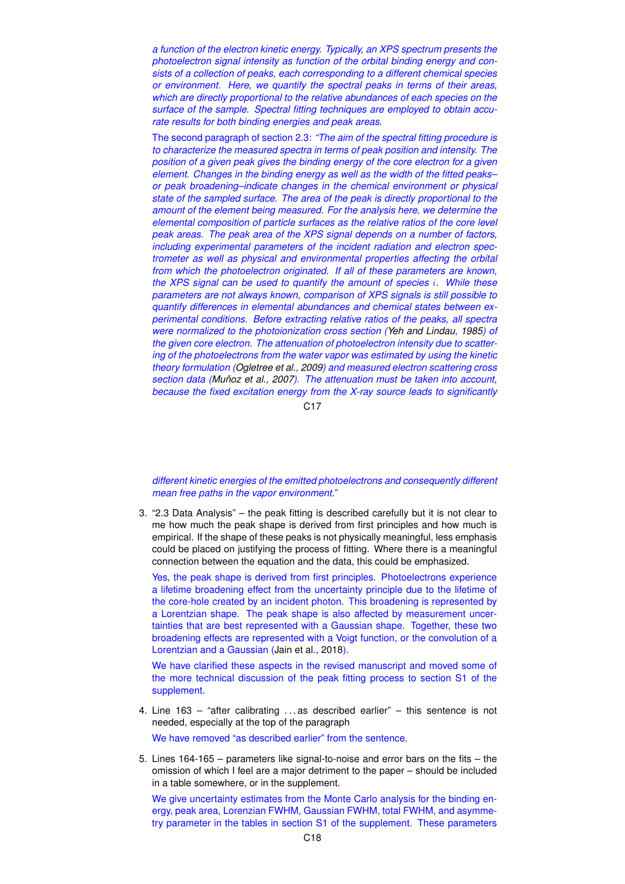*a function of the electron kinetic energy. Typically, an XPS spectrum presents the photoelectron signal intensity as function of the orbital binding energy and consists of a collection of peaks, each corresponding to a different chemical species or environment. Here, we quantify the spectral peaks in terms of their areas, which are directly proportional to the relative abundances of each species on the surface of the sample. Spectral fitting techniques are employed to obtain accurate results for both binding energies and peak areas.*

The second paragraph of section 2.3: *"The aim of the spectral fitting procedure is to characterize the measured spectra in terms of peak position and intensity. The position of a given peak gives the binding energy of the core electron for a given element. Changes in the binding energy as well as the width of the fitted peaks–or peak broadening–indicate changes in the chemical environment or physical state of the sampled surface. The area of the peak is directly proportional to the amount of the element being measured. For the analysis here, we determine the elemental composition of particle surfaces as the relative ratios of the core level peak areas. The peak area of the XPS signal depends on a number of factors, including experimental parameters of the incident radiation and electron spectrometer as well as physical and environmental properties affecting the orbital from which the photoelectron originated. If all of these parameters are known, the XPS signal can be used to quantify the amount of species $i$. While these parameters are not always known, comparison of XPS signals is still possible to quantify differences in elemental abundances and chemical states between experimental conditions. Before extracting relative ratios of the peaks, all spectra were normalized to the photoionization cross section (*Yeh and Lindau, 1985*) of the given core electron. The attenuation of photoelectron intensity due to scattering of the photoelectrons from the water vapor was estimated by using the kinetic theory formulation (*Ogletree et al., 2009*) and measured electron scattering cross section data (*Muñoz et al., 2007*). The attenuation must be taken into account, because the fixed excitation energy from the X-ray source leads to significantly different kinetic energies of the emitted photoelectrons and consequently different mean free paths in the vapor environment."*

3. "2.3 Data Analysis" – the peak fitting is described carefully but it is not clear to me how much the peak shape is derived from first principles and how much is empirical. If the shape of these peaks is not physically meaningful, less emphasis could be placed on justifying the process of fitting. Where there is a meaningful connection between the equation and the data, this could be emphasized.

   Yes, the peak shape is derived from first principles. Photoelectrons experience a lifetime broadening effect from the uncertainty principle due to the lifetime of the core-hole created by an incident photon. This broadening is represented by a Lorentzian shape. The peak shape is also affected by measurement uncertainties that are best represented with a Gaussian shape. Together, these two broadening effects are represented with a Voigt function, or the convolution of a Lorentzian and a Gaussian (Jain et al., 2018).

   We have clarified these aspects in the revised manuscript and moved some of the more technical discussion of the peak fitting process to section S1 of the supplement.

4. Line 163 – "after calibrating ... as described earlier" – this sentence is not needed, especially at the top of the paragraph

   We have removed "as described earlier" from the sentence.

5. Lines 164-165 – parameters like signal-to-noise and error bars on the fits – the omission of which I feel are a major detriment to the paper – should be included in a table somewhere, or in the supplement.

   We give uncertainty estimates from the Monte Carlo analysis for the binding energy, peak area, Lorenzian FWHM, Gaussian FWHM, total FWHM, and asymmetry parameter in the tables in section S1 of the supplement. These parameters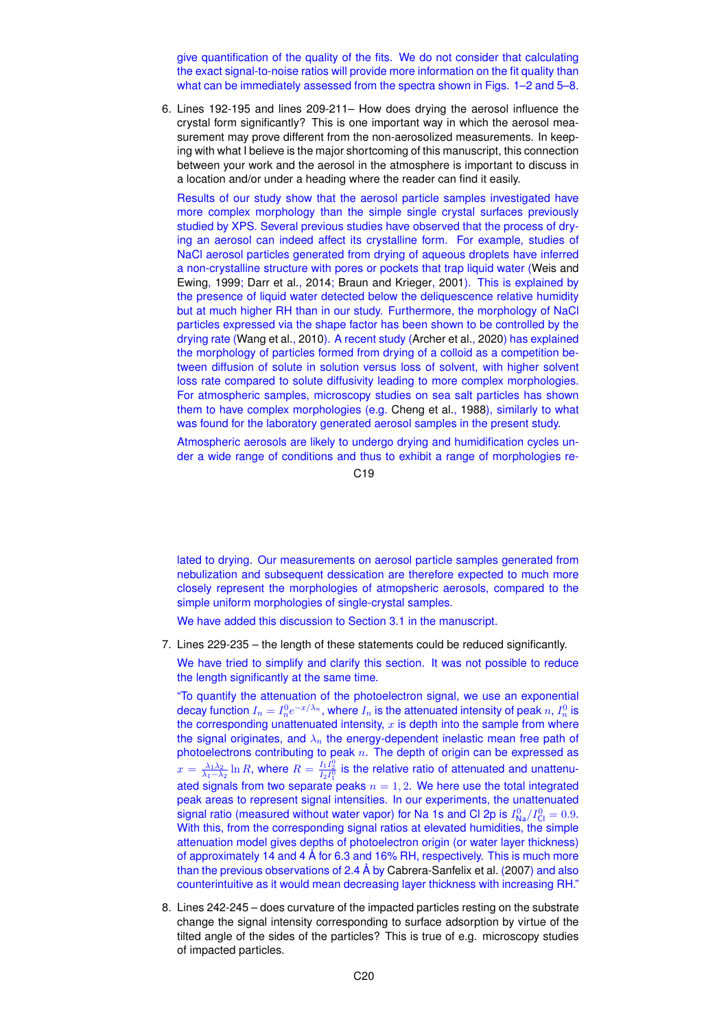give quantification of the quality of the fits. We do not consider that calculating the exact signal-to-noise ratios will provide more information on the fit quality than what can be immediately assessed from the spectra shown in Figs. 1–2 and 5–8.

6. Lines 192-195 and lines 209-211– How does drying the aerosol influence the crystal form significantly? This is one important way in which the aerosol measurement may prove different from the non-aerosolized measurements. In keeping with what I believe is the major shortcoming of this manuscript, this connection between your work and the aerosol in the atmosphere is important to discuss in a location and/or under a heading where the reader can find it easily.

   Results of our study show that the aerosol particle samples investigated have more complex morphology than the simple single crystal surfaces previously studied by XPS. Several previous studies have observed that the process of drying an aerosol can indeed affect its crystalline form. For example, studies of NaCl aerosol particles generated from drying of aqueous droplets have inferred a non-crystalline structure with pores or pockets that trap liquid water (Weis and Ewing, 1999; Darr et al., 2014; Braun and Krieger, 2001). This is explained by the presence of liquid water detected below the deliquescence relative humidity but at much higher RH than in our study. Furthermore, the morphology of NaCl particles expressed via the shape factor has been shown to be controlled by the drying rate (Wang et al., 2010). A recent study (Archer et al., 2020) has explained the morphology of particles formed from drying of a colloid as a competition between diffusion of solute in solution versus loss of solvent, with higher solvent loss rate compared to solute diffusivity leading to more complex morphologies. For atmospheric samples, microscopy studies on sea salt particles has shown them to have complex morphologies (e.g. Cheng et al., 1988), similarly to what was found for the laboratory generated aerosol samples in the present study.

   Atmospheric aerosols are likely to undergo drying and humidification cycles under a wide range of conditions and thus to exhibit a range of morphologies related to drying. Our measurements on aerosol particle samples generated from nebulization and subsequent dessication are therefore expected to much more closely represent the morphologies of atmopsheric aerosols, compared to the simple uniform morphologies of single-crystal samples.

   We have added this discussion to Section 3.1 in the manuscript.

7. Lines 229-235 – the length of these statements could be reduced significantly.

   We have tried to simplify and clarify this section. It was not possible to reduce the length significantly at the same time.

   "To quantify the attenuation of the photoelectron signal, we use an exponential decay function $I_n = I_n^0 e^{-x/\lambda_n}$, where $I_n$ is the attenuated intensity of peak $n$, $I_n^0$ is the corresponding unattenuated intensity, $x$ is depth into the sample from where the signal originates, and $\lambda_n$ the energy-dependent inelastic mean free path of photoelectrons contributing to peak $n$. The depth of origin can be expressed as $x = \frac{\lambda_1 \lambda_2}{\lambda_1 - \lambda_2} \ln R$, where $R = \frac{I_1 I_2^0}{I_2 I_1^0}$ is the relative ratio of attenuated and unattenuated signals from two separate peaks $n = 1, 2$. We here use the total integrated peak areas to represent signal intensities. In our experiments, the unattenuated signal ratio (measured without water vapor) for Na 1s and Cl 2p is $I_{\text{Na}}^0 / I_{\text{Cl}}^0 = 0.9$. With this, from the corresponding signal ratios at elevated humidities, the simple attenuation model gives depths of photoelectron origin (or water layer thickness) of approximately 14 and 4 Å for 6.3 and 16% RH, respectively. This is much more than the previous observations of 2.4 Å by Cabrera-Sanfelix et al. (2007) and also counterintuitive as it would mean decreasing layer thickness with increasing RH."

8. Lines 242-245 – does curvature of the impacted particles resting on the substrate change the signal intensity corresponding to surface adsorption by virtue of the tilted angle of the sides of the particles? This is true of e.g. microscopy studies of impacted particles.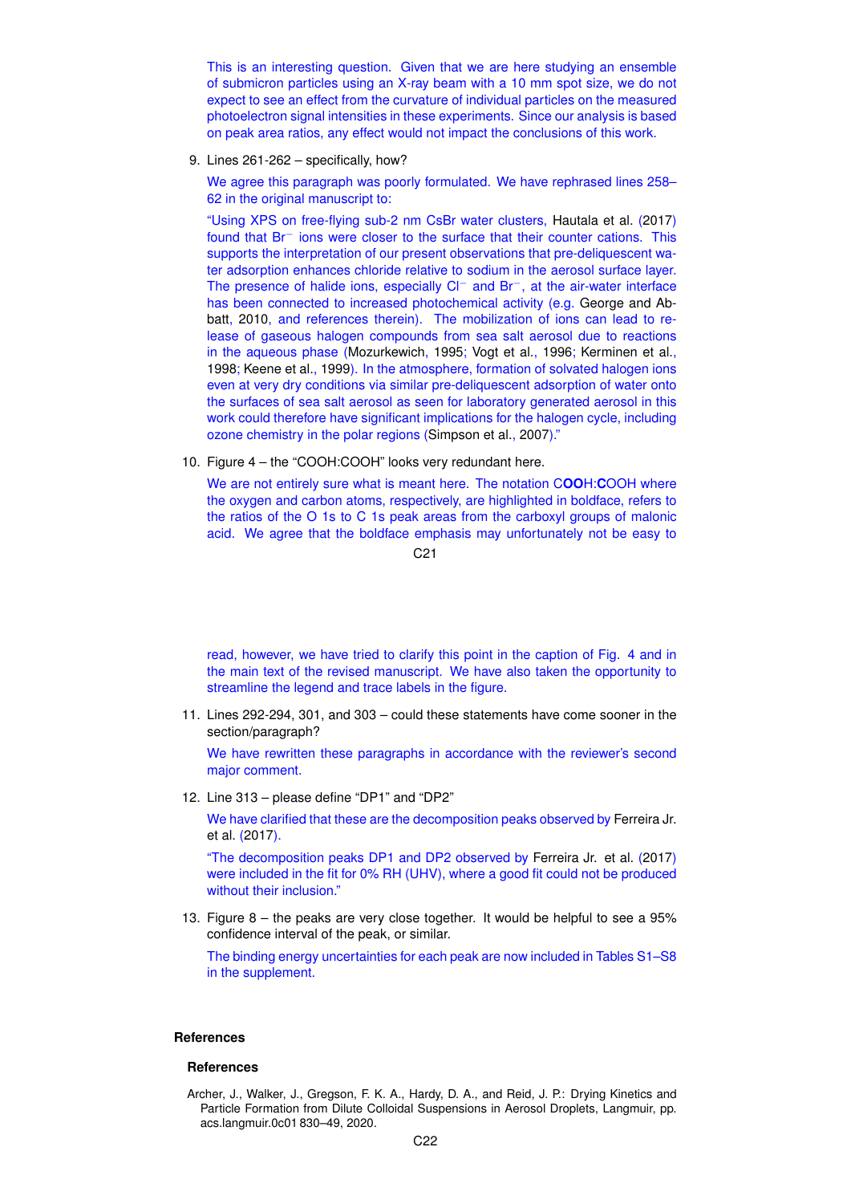This is an interesting question. Given that we are here studying an ensemble of submicron particles using an X-ray beam with a 10 mm spot size, we do not expect to see an effect from the curvature of individual particles on the measured photoelectron signal intensities in these experiments. Since our analysis is based on peak area ratios, any effect would not impact the conclusions of this work.

9. Lines 261-262 – specifically, how?

   We agree this paragraph was poorly formulated. We have rephrased lines 258–62 in the original manuscript to:

   "Using XPS on free-flying sub-2 nm CsBr water clusters, Hautala et al. (2017) found that $Br^-$ ions were closer to the surface that their counter cations. This supports the interpretation of our present observations that pre-deliquescent water adsorption enhances chloride relative to sodium in the aerosol surface layer. The presence of halide ions, especially $Cl^-$ and $Br^-$, at the air-water interface has been connected to increased photochemical activity (e.g. George and Abbatt, 2010, and references therein). The mobilization of ions can lead to release of gaseous halogen compounds from sea salt aerosol due to reactions in the aqueous phase (Mozurkewich, 1995; Vogt et al., 1996; Kerminen et al., 1998; Keene et al., 1999). In the atmosphere, formation of solvated halogen ions even at very dry conditions via similar pre-deliquescent adsorption of water onto the surfaces of sea salt aerosol as seen for laboratory generated aerosol in this work could therefore have significant implications for the halogen cycle, including ozone chemistry in the polar regions (Simpson et al., 2007)."

10. Figure 4 – the "COOH:COOH" looks very redundant here.

    We are not entirely sure what is meant here. The notation C**OO**H:**C**OOH where the oxygen and carbon atoms, respectively, are highlighted in boldface, refers to the ratios of the O 1s to C 1s peak areas from the carboxyl groups of malonic acid. We agree that the boldface emphasis may unfortunately not be easy to read, however, we have tried to clarify this point in the caption of Fig. 4 and in the main text of the revised manuscript. We have also taken the opportunity to streamline the legend and trace labels in the figure.

11. Lines 292-294, 301, and 303 – could these statements have come sooner in the section/paragraph?

    We have rewritten these paragraphs in accordance with the reviewer's second major comment.

12. Line 313 – please define "DP1" and "DP2"

    We have clarified that these are the decomposition peaks observed by Ferreira Jr. et al. (2017).

    "The decomposition peaks DP1 and DP2 observed by Ferreira Jr. et al. (2017) were included in the fit for 0% RH (UHV), where a good fit could not be produced without their inclusion."

13. Figure 8 – the peaks are very close together. It would be helpful to see a 95% confidence interval of the peak, or similar.

    The binding energy uncertainties for each peak are now included in Tables S1–S8 in the supplement.

## References

### References

Archer, J., Walker, J., Gregson, F. K. A., Hardy, D. A., and Reid, J. P.: Drying Kinetics and Particle Formation from Dilute Colloidal Suspensions in Aerosol Droplets, Langmuir, pp. acs.langmuir.0c01 830–49, 2020.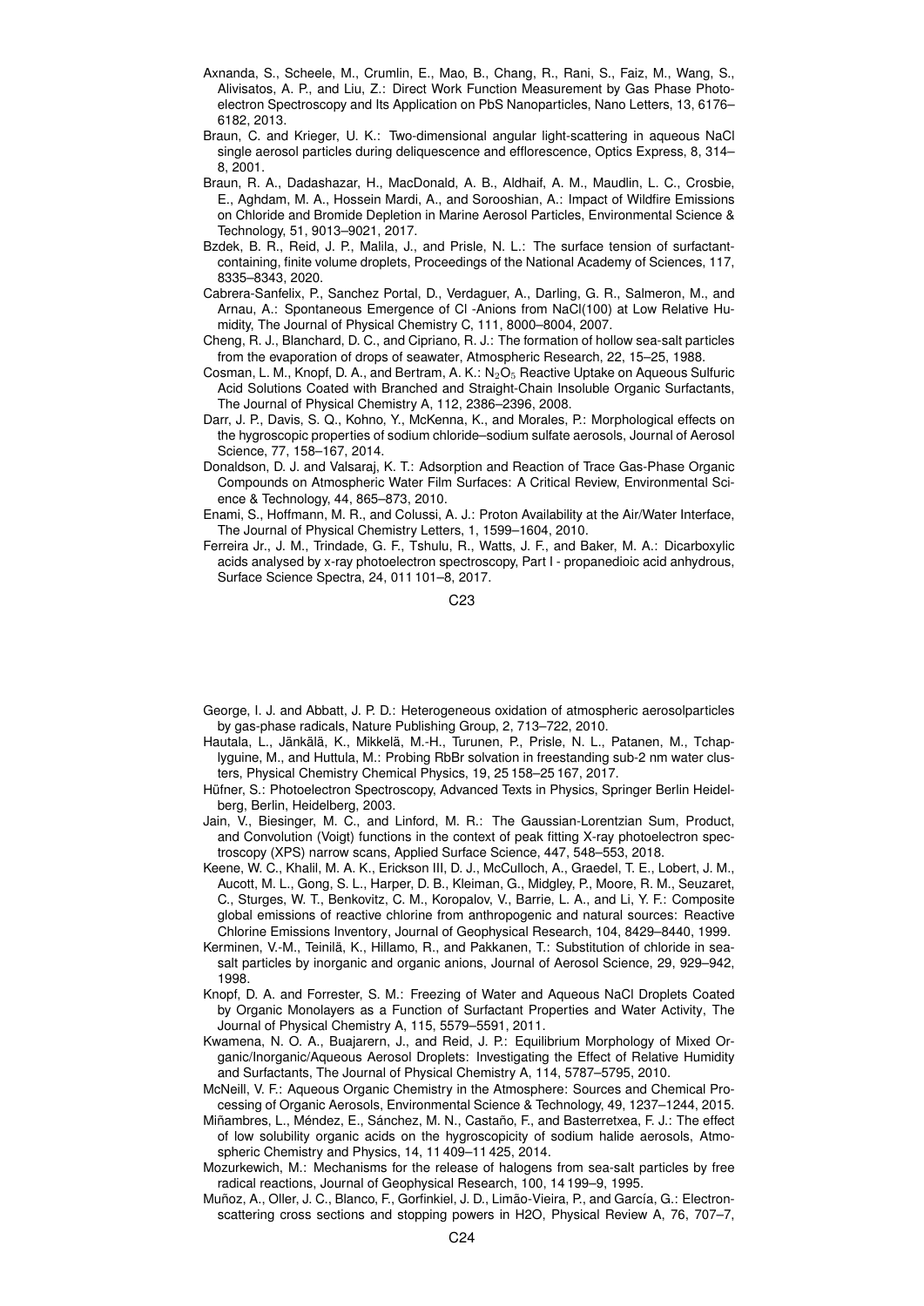Axnanda, S., Scheele, M., Crumlin, E., Mao, B., Chang, R., Rani, S., Faiz, M., Wang, S., Alivisatos, A. P., and Liu, Z.: Direct Work Function Measurement by Gas Phase Photoelectron Spectroscopy and Its Application on PbS Nanoparticles, Nano Letters, 13, 6176–6182, 2013.

Braun, C. and Krieger, U. K.: Two-dimensional angular light-scattering in aqueous NaCl single aerosol particles during deliquescence and efflorescence, Optics Express, 8, 314–8, 2001.

Braun, R. A., Dadashazar, H., MacDonald, A. B., Aldhaif, A. M., Maudlin, L. C., Crosbie, E., Aghdam, M. A., Hossein Mardi, A., and Sorooshian, A.: Impact of Wildfire Emissions on Chloride and Bromide Depletion in Marine Aerosol Particles, Environmental Science & Technology, 51, 9013–9021, 2017.

Bzdek, B. R., Reid, J. P., Malila, J., and Prisle, N. L.: The surface tension of surfactant-containing, finite volume droplets, Proceedings of the National Academy of Sciences, 117, 8335–8343, 2020.

Cabrera-Sanfelix, P., Sanchez Portal, D., Verdaguer, A., Darling, G. R., Salmeron, M., and Arnau, A.: Spontaneous Emergence of Cl -Anions from NaCl(100) at Low Relative Humidity, The Journal of Physical Chemistry C, 111, 8000–8004, 2007.

Cheng, R. J., Blanchard, D. C., and Cipriano, R. J.: The formation of hollow sea-salt particles from the evaporation of drops of seawater, Atmospheric Research, 22, 15–25, 1988.

Cosman, L. M., Knopf, D. A., and Bertram, A. K.: $N_2O_5$ Reactive Uptake on Aqueous Sulfuric Acid Solutions Coated with Branched and Straight-Chain Insoluble Organic Surfactants, The Journal of Physical Chemistry A, 112, 2386–2396, 2008.

Darr, J. P., Davis, S. Q., Kohno, Y., McKenna, K., and Morales, P.: Morphological effects on the hygroscopic properties of sodium chloride–sodium sulfate aerosols, Journal of Aerosol Science, 77, 158–167, 2014.

Donaldson, D. J. and Valsaraj, K. T.: Adsorption and Reaction of Trace Gas-Phase Organic Compounds on Atmospheric Water Film Surfaces: A Critical Review, Environmental Science & Technology, 44, 865–873, 2010.

Enami, S., Hoffmann, M. R., and Colussi, A. J.: Proton Availability at the Air/Water Interface, The Journal of Physical Chemistry Letters, 1, 1599–1604, 2010.

Ferreira Jr., J. M., Trindade, G. F., Tshulu, R., Watts, J. F., and Baker, M. A.: Dicarboxylic acids analysed by x-ray photoelectron spectroscopy, Part I - propanedioic acid anhydrous, Surface Science Spectra, 24, 011 101–8, 2017.

George, I. J. and Abbatt, J. P. D.: Heterogeneous oxidation of atmospheric aerosolparticles by gas-phase radicals, Nature Publishing Group, 2, 713–722, 2010.

Hautala, L., Jänkälä, K., Mikkelä, M.-H., Turunen, P., Prisle, N. L., Patanen, M., Tchaplyguine, M., and Huttula, M.: Probing RbBr solvation in freestanding sub-2 nm water clusters, Physical Chemistry Chemical Physics, 19, 25 158–25 167, 2017.

Hüfner, S.: Photoelectron Spectroscopy, Advanced Texts in Physics, Springer Berlin Heidelberg, Berlin, Heidelberg, 2003.

Jain, V., Biesinger, M. C., and Linford, M. R.: The Gaussian-Lorentzian Sum, Product, and Convolution (Voigt) functions in the context of peak fitting X-ray photoelectron spectroscopy (XPS) narrow scans, Applied Surface Science, 447, 548–553, 2018.

Keene, W. C., Khalil, M. A. K., Erickson III, D. J., McCulloch, A., Graedel, T. E., Lobert, J. M., Aucott, M. L., Gong, S. L., Harper, D. B., Kleiman, G., Midgley, P., Moore, R. M., Seuzaret, C., Sturges, W. T., Benkovitz, C. M., Koropalov, V., Barrie, L. A., and Li, Y. F.: Composite global emissions of reactive chlorine from anthropogenic and natural sources: Reactive Chlorine Emissions Inventory, Journal of Geophysical Research, 104, 8429–8440, 1999.

Kerminen, V.-M., Teinilä, K., Hillamo, R., and Pakkanen, T.: Substitution of chloride in sea-salt particles by inorganic and organic anions, Journal of Aerosol Science, 29, 929–942, 1998.

Knopf, D. A. and Forrester, S. M.: Freezing of Water and Aqueous NaCl Droplets Coated by Organic Monolayers as a Function of Surfactant Properties and Water Activity, The Journal of Physical Chemistry A, 115, 5579–5591, 2011.

Kwamena, N. O. A., Buajarern, J., and Reid, J. P.: Equilibrium Morphology of Mixed Organic/Inorganic/Aqueous Aerosol Droplets: Investigating the Effect of Relative Humidity and Surfactants, The Journal of Physical Chemistry A, 114, 5787–5795, 2010.

McNeill, V. F.: Aqueous Organic Chemistry in the Atmosphere: Sources and Chemical Processing of Organic Aerosols, Environmental Science & Technology, 49, 1237–1244, 2015.

Miñambres, L., Méndez, E., Sánchez, M. N., Castaño, F., and Basterretxea, F. J.: The effect of low solubility organic acids on the hygroscopicity of sodium halide aerosols, Atmospheric Chemistry and Physics, 14, 11 409–11 425, 2014.

Mozurkewich, M.: Mechanisms for the release of halogens from sea-salt particles by free radical reactions, Journal of Geophysical Research, 100, 14 199–9, 1995.

Muñoz, A., Oller, J. C., Blanco, F., Gorfinkiel, J. D., Limão-Vieira, P., and García, G.: Electron-scattering cross sections and stopping powers in H2O, Physical Review A, 76, 707–7,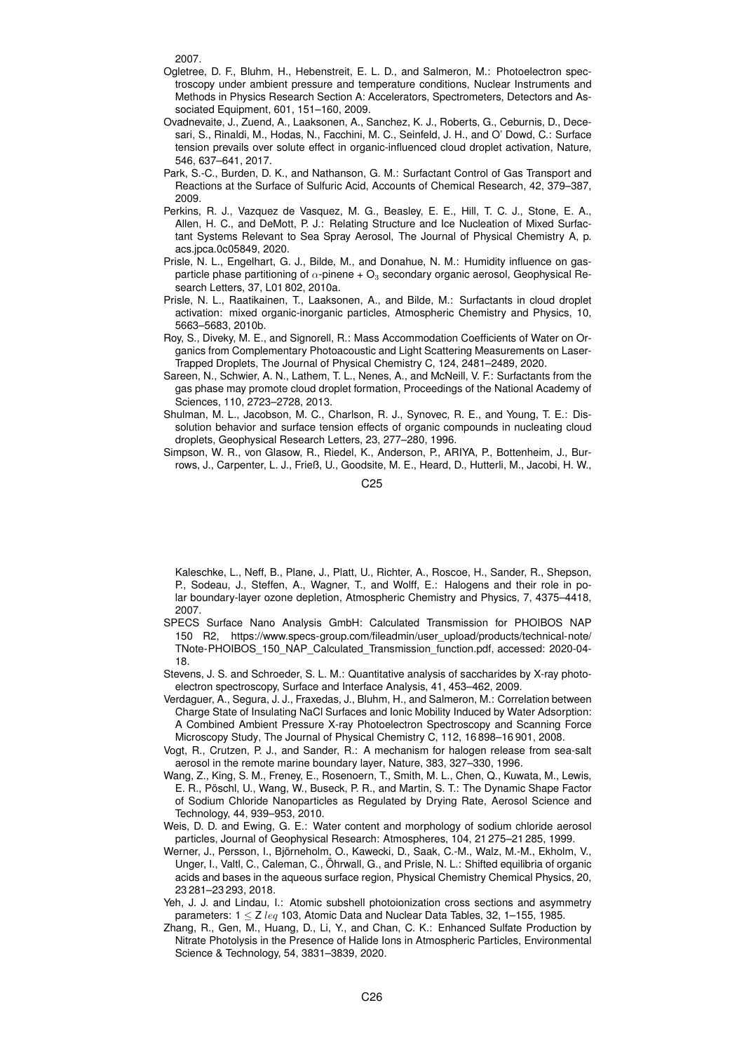2007.

Ogletree, D. F., Bluhm, H., Hebenstreit, E. L. D., and Salmeron, M.: Photoelectron spectroscopy under ambient pressure and temperature conditions, Nuclear Instruments and Methods in Physics Research Section A: Accelerators, Spectrometers, Detectors and Associated Equipment, 601, 151–160, 2009.

Ovadnevaite, J., Zuend, A., Laaksonen, A., Sanchez, K. J., Roberts, G., Ceburnis, D., Decesari, S., Rinaldi, M., Hodas, N., Facchini, M. C., Seinfeld, J. H., and O' Dowd, C.: Surface tension prevails over solute effect in organic-influenced cloud droplet activation, Nature, 546, 637–641, 2017.

Park, S.-C., Burden, D. K., and Nathanson, G. M.: Surfactant Control of Gas Transport and Reactions at the Surface of Sulfuric Acid, Accounts of Chemical Research, 42, 379–387, 2009.

Perkins, R. J., Vazquez de Vasquez, M. G., Beasley, E. E., Hill, T. C. J., Stone, E. A., Allen, H. C., and DeMott, P. J.: Relating Structure and Ice Nucleation of Mixed Surfactant Systems Relevant to Sea Spray Aerosol, The Journal of Physical Chemistry A, p. acs.jpca.0c05849, 2020.

Prisle, N. L., Engelhart, G. J., Bilde, M., and Donahue, N. M.: Humidity influence on gas-particle phase partitioning of $\alpha$-pinene + $O_3$ secondary organic aerosol, Geophysical Research Letters, 37, L01 802, 2010a.

Prisle, N. L., Raatikainen, T., Laaksonen, A., and Bilde, M.: Surfactants in cloud droplet activation: mixed organic-inorganic particles, Atmospheric Chemistry and Physics, 10, 5663–5683, 2010b.

Roy, S., Diveky, M. E., and Signorell, R.: Mass Accommodation Coefficients of Water on Organics from Complementary Photoacoustic and Light Scattering Measurements on Laser-Trapped Droplets, The Journal of Physical Chemistry C, 124, 2481–2489, 2020.

Sareen, N., Schwier, A. N., Lathem, T. L., Nenes, A., and McNeill, V. F.: Surfactants from the gas phase may promote cloud droplet formation, Proceedings of the National Academy of Sciences, 110, 2723–2728, 2013.

Shulman, M. L., Jacobson, M. C., Charlson, R. J., Synovec, R. E., and Young, T. E.: Dissolution behavior and surface tension effects of organic compounds in nucleating cloud droplets, Geophysical Research Letters, 23, 277–280, 1996.

Simpson, W. R., von Glasow, R., Riedel, K., Anderson, P., ARIYA, P., Bottenheim, J., Burrows, J., Carpenter, L. J., Frieß, U., Goodsite, M. E., Heard, D., Hutterli, M., Jacobi, H. W., Kaleschke, L., Neff, B., Plane, J., Platt, U., Richter, A., Roscoe, H., Sander, R., Shepson, P., Sodeau, J., Steffen, A., Wagner, T., and Wolff, E.: Halogens and their role in polar boundary-layer ozone depletion, Atmospheric Chemistry and Physics, 7, 4375–4418, 2007.

SPECS Surface Nano Analysis GmbH: Calculated Transmission for PHOIBOS NAP 150 R2, https://www.specs-group.com/fileadmin/user_upload/products/technical-note/TNote-PHOIBOS_150_NAP_Calculated_Transmission_function.pdf, accessed: 2020-04-18.

Stevens, J. S. and Schroeder, S. L. M.: Quantitative analysis of saccharides by X-ray photoelectron spectroscopy, Surface and Interface Analysis, 41, 453–462, 2009.

Verdaguer, A., Segura, J. J., Fraxedas, J., Bluhm, H., and Salmeron, M.: Correlation between Charge State of Insulating NaCl Surfaces and Ionic Mobility Induced by Water Adsorption: A Combined Ambient Pressure X-ray Photoelectron Spectroscopy and Scanning Force Microscopy Study, The Journal of Physical Chemistry C, 112, 16 898–16 901, 2008.

Vogt, R., Crutzen, P. J., and Sander, R.: A mechanism for halogen release from sea-salt aerosol in the remote marine boundary layer, Nature, 383, 327–330, 1996.

Wang, Z., King, S. M., Freney, E., Rosenoern, T., Smith, M. L., Chen, Q., Kuwata, M., Lewis, E. R., Pöschl, U., Wang, W., Buseck, P. R., and Martin, S. T.: The Dynamic Shape Factor of Sodium Chloride Nanoparticles as Regulated by Drying Rate, Aerosol Science and Technology, 44, 939–953, 2010.

Weis, D. D. and Ewing, G. E.: Water content and morphology of sodium chloride aerosol particles, Journal of Geophysical Research: Atmospheres, 104, 21 275–21 285, 1999.

Werner, J., Persson, I., Björneholm, O., Kawecki, D., Saak, C.-M., Walz, M.-M., Ekholm, V., Unger, I., Valtl, C., Caleman, C., Öhrwall, G., and Prisle, N. L.: Shifted equilibria of organic acids and bases in the aqueous surface region, Physical Chemistry Chemical Physics, 20, 23 281–23 293, 2018.

Yeh, J. J. and Lindau, I.: Atomic subshell photoionization cross sections and asymmetry parameters: $1 \leq Z\ leq$ 103, Atomic Data and Nuclear Data Tables, 32, 1–155, 1985.

Zhang, R., Gen, M., Huang, D., Li, Y., and Chan, C. K.: Enhanced Sulfate Production by Nitrate Photolysis in the Presence of Halide Ions in Atmospheric Particles, Environmental Science & Technology, 54, 3831–3839, 2020.